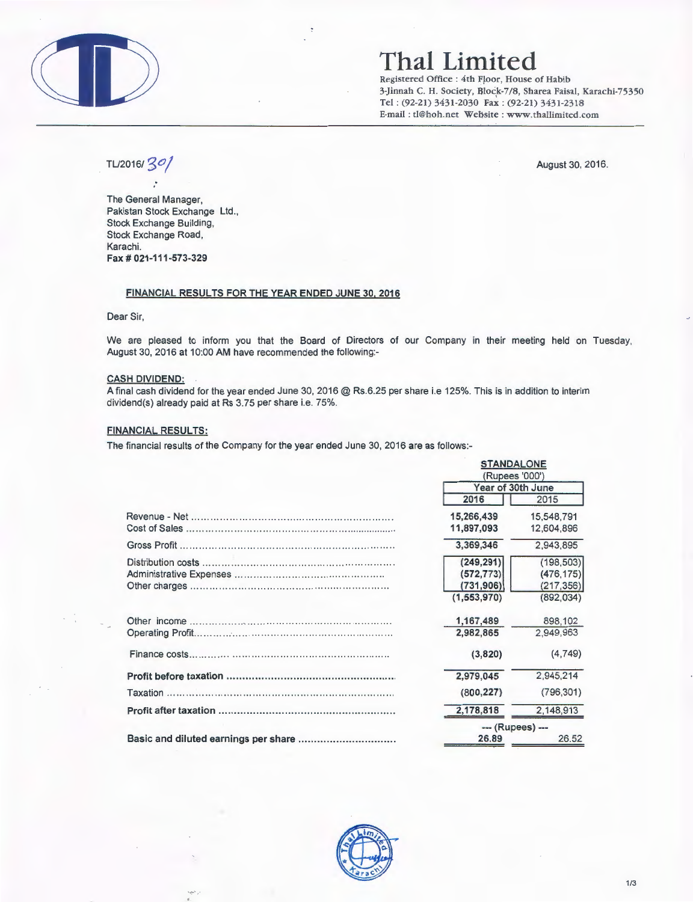# Thal Limited

Registered Office : 4th Floor, House of Habib
3-Jinnah C. H. Society, Block-7/8, Sharea Faisal, Karachi-75350
Tel : (92-21) 3431-2030 Fax : (92-21) 3431-2318
E-mail : tl@hoh.net Website : www.thallimited.com

TL/2016/ 301

August 30, 2016.

The General Manager,
Pakistan Stock Exchange Ltd.,
Stock Exchange Building,
Stock Exchange Road,
Karachi.
**Fax # 021-111-573-329**

**FINANCIAL RESULTS FOR THE YEAR ENDED JUNE 30, 2016**

Dear Sir,

We are pleased to inform you that the Board of Directors of our Company in their meeting held on Tuesday, August 30, 2016 at 10:00 AM have recommended the following:-

**CASH DIVIDEND:**

A final cash dividend for the year ended June 30, 2016 @ Rs.6.25 per share i.e 125%. This is in addition to interim dividend(s) already paid at Rs 3.75 per share i.e. 75%.

**FINANCIAL RESULTS:**

The financial results of the Company for the year ended June 30, 2016 are as follows:-

| | STANDALONE (Rupees '000') | |
|---|---|---|
| | Year of 30th June | |
| | 2016 | 2015 |
| Revenue - Net | 15,266,439 | 15,548,791 |
| Cost of Sales | 11,897,093 | 12,604,896 |
| Gross Profit | 3,369,346 | 2,943,895 |
| Distribution costs | (249,291) | (198,503) |
| Administrative Expenses | (572,773) | (476,175) |
| Other charges | (731,906) | (217,356) |
| | (1,553,970) | (892,034) |
| Other income | 1,167,489 | 898,102 |
| Operating Profit | 2,982,865 | 2,949,963 |
| Finance costs | (3,820) | (4,749) |
| **Profit before taxation** | 2,979,045 | 2,945,214 |
| Taxation | (800,227) | (796,301) |
| **Profit after taxation** | 2,178,818 | 2,148,913 |
| | --- (Rupees) --- | |
| **Basic and diluted earnings per share** | 26.89 | 26.52 |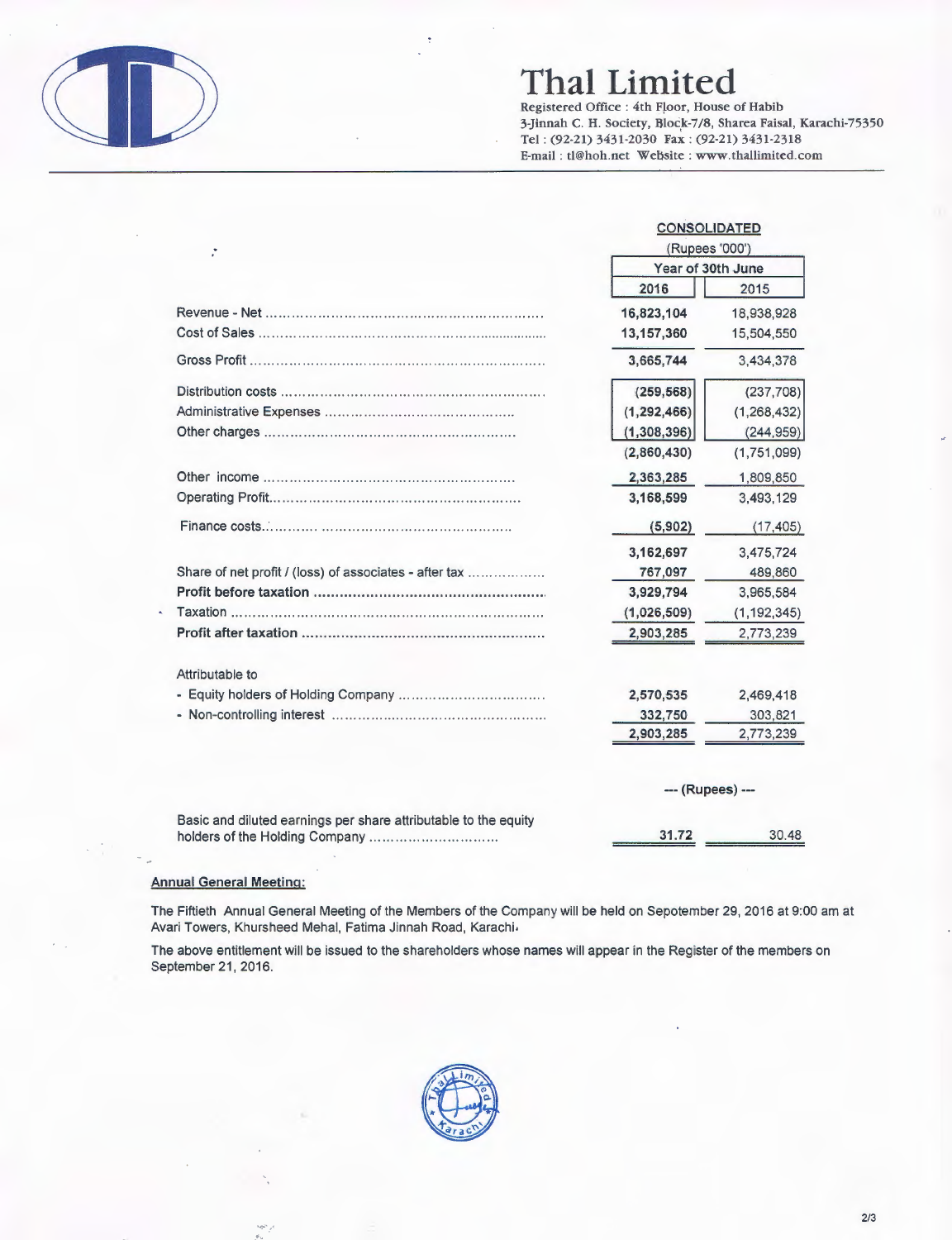# Thal Limited

Registered Office : 4th Floor, House of Habib
3-Jinnah C. H. Society, Block-7/8, Sharea Faisal, Karachi-75350
Tel : (92-21) 3431-2030 Fax : (92-21) 3431-2318
E-mail : tl@hoh.net Website : www.thallimited.com

| | CONSOLIDATED | |
|---|---|---|
| | (Rupees '000') | |
| | Year of 30th June | |
| | **2016** | 2015 |
| Revenue - Net | **16,823,104** | 18,938,928 |
| Cost of Sales | **13,157,360** | 15,504,550 |
| Gross Profit | **3,665,744** | 3,434,378 |
| Distribution costs | **(259,568)** | (237,708) |
| Administrative Expenses | **(1,292,466)** | (1,268,432) |
| Other charges | **(1,308,396)** | (244,959) |
| | **(2,860,430)** | (1,751,099) |
| Other income | **2,363,285** | 1,809,850 |
| Operating Profit | **3,168,599** | 3,493,129 |
| Finance costs | **(5,902)** | (17,405) |
| | **3,162,697** | 3,475,724 |
| Share of net profit / (loss) of associates - after tax | **767,097** | 489,860 |
| **Profit before taxation** | **3,929,794** | 3,965,584 |
| Taxation | **(1,026,509)** | (1,192,345) |
| **Profit after taxation** | **2,903,285** | 2,773,239 |
| Attributable to | | |
| - Equity holders of Holding Company | **2,570,535** | 2,469,418 |
| - Non-controlling interest | **332,750** | 303,821 |
| | **2,903,285** | 2,773,239 |
| | --- (Rupees) --- | |
| Basic and diluted earnings per share attributable to the equity holders of the Holding Company | **31.72** | 30.48 |

**Annual General Meeting:**

The Fiftieth Annual General Meeting of the Members of the Company will be held on Sepotember 29, 2016 at 9:00 am at Avari Towers, Khursheed Mehal, Fatima Jinnah Road, Karachi.

The above entitlement will be issued to the shareholders whose names will appear in the Register of the members on September 21, 2016.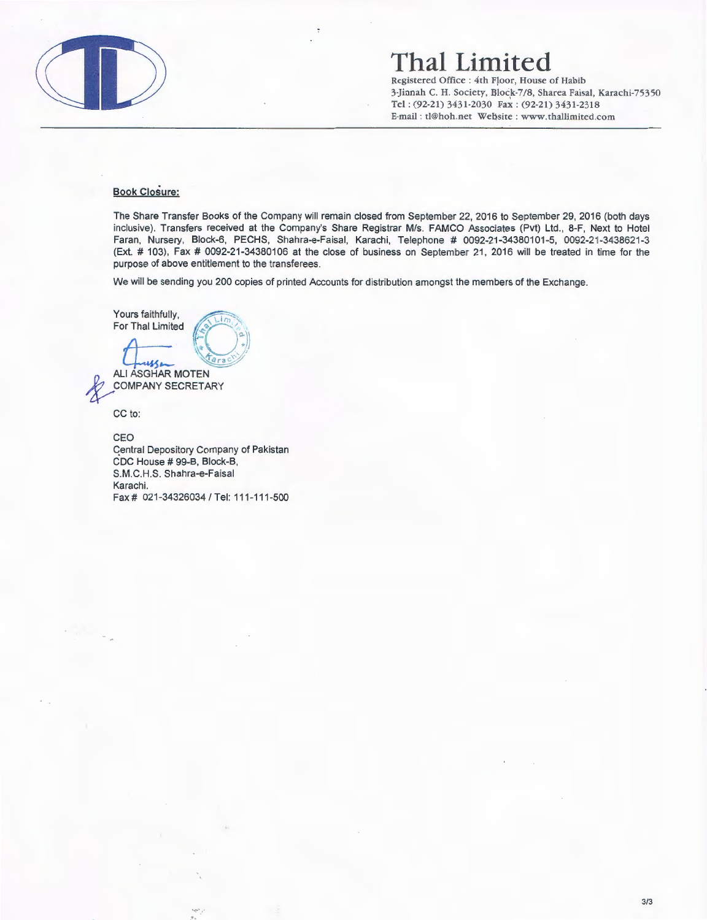# Thal Limited

Registered Office : 4th Floor, House of Habib
3-Jinnah C. H. Society, Block-7/8, Sharea Faisal, Karachi-75350
Tel : (92-21) 3431-2030 Fax : (92-21) 3431-2318
E-mail : tl@hoh.net Website : www.thallimited.com

**Book Closure:**

The Share Transfer Books of the Company will remain closed from September 22, 2016 to September 29, 2016 (both days inclusive). Transfers received at the Company's Share Registrar M/s. FAMCO Associates (Pvt) Ltd., 8-F, Next to Hotel Faran, Nursery, Block-6, PECHS, Shahra-e-Faisal, Karachi, Telephone # 0092-21-34380101-5, 0092-21-3438621-3 (Ext. # 103), Fax # 0092-21-34380106 at the close of business on September 21, 2016 will be treated in time for the purpose of above entitlement to the transferees.

We will be sending you 200 copies of printed Accounts for distribution amongst the members of the Exchange.

Yours faithfully,
For Thal Limited

ALI ASGHAR MOTEN
COMPANY SECRETARY

CC to:

CEO
Central Depository Company of Pakistan
CDC House # 99-B, Block-B,
S.M.C.H.S. Shahra-e-Faisal
Karachi.
Fax # 021-34326034 / Tel: 111-111-500